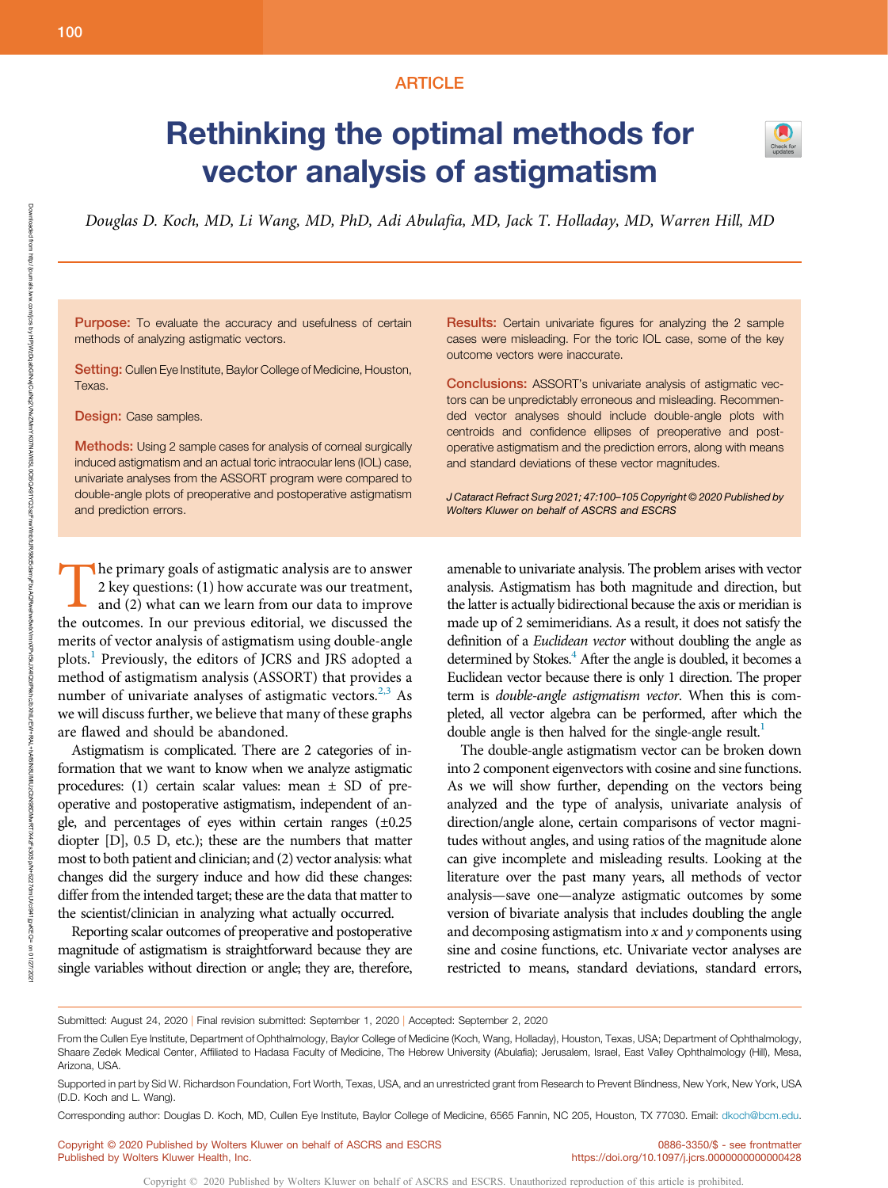ARTICLE

# Rethinking the optimal methods for vector analysis of astigmatism

*Douglas D. Koch, MD, Li Wang, MD, PhD, Adi Abulafia, MD, Jack T. Holladay, MD, Warren Hill, MD*

**Purpose:** To evaluate the accuracy and usefulness of certain methods of analyzing astigmatic vectors.

**Setting:** Cullen Eye Institute, Baylor College of Medicine, Houston, Texas.

**Design:** Case samples.

**Methods:** Using 2 sample cases for analysis of corneal surgically induced astigmatism and an actual toric intraocular lens (IOL) case, univariate analyses from the ASSORT program were compared to double-angle plots of preoperative and postoperative astigmatism and prediction errors.

**Results:** Certain univariate figures for analyzing the 2 sample cases were misleading. For the toric IOL case, some of the key outcome vectors were inaccurate.

**Conclusions:** ASSORT's univariate analysis of astigmatic vectors can be unpredictably erroneous and misleading. Recommended vector analyses should include double-angle plots with centroids and confidence ellipses of preoperative and postoperative astigmatism and the prediction errors, along with means and standard deviations of these vector magnitudes.

*J Cataract Refract Surg 2021; 47:100–105 Copyright © 2020 Published by Wolters Kluwer on behalf of ASCRS and ESCRS*

The primary goals of astigmatic analysis are to answer 2 key questions: (1) how accurate was our treatment, and (2) what can we learn from our data to improve the outcomes. In our previous editorial, we discussed the merits of vector analysis of astigmatism using double-angle plots.[1] Previously, the editors of JCRS and JRS adopted a method of astigmatism analysis (ASSORT) that provides a number of univariate analyses of astigmatic vectors.[2,3] As we will discuss further, we believe that many of these graphs are flawed and should be abandoned.

Astigmatism is complicated. There are 2 categories of information that we want to know when we analyze astigmatic procedures: (1) certain scalar values: mean ± SD of preoperative and postoperative astigmatism, independent of angle, and percentages of eyes within certain ranges (±0.25 diopter [D], 0.5 D, etc.); these are the numbers that matter most to both patient and clinician; and (2) vector analysis: what changes did the surgery induce and how did these changes differ from the intended target; these are the data that matter to the scientist/clinician in analyzing what actually occurred.

Reporting scalar outcomes of preoperative and postoperative magnitude of astigmatism is straightforward because they are single variables without direction or angle; they are, therefore, amenable to univariate analysis. The problem arises with vector analysis. Astigmatism has both magnitude and direction, but the latter is actually bidirectional because the axis or meridian is made up of 2 semimeridians. As a result, it does not satisfy the definition of a *Euclidean vector* without doubling the angle as determined by Stokes.[4] After the angle is doubled, it becomes a Euclidean vector because there is only 1 direction. The proper term is *double-angle astigmatism vector*. When this is completed, all vector algebra can be performed, after which the double angle is then halved for the single-angle result.[1]

The double-angle astigmatism vector can be broken down into 2 component eigenvectors with cosine and sine functions. As we will show further, depending on the vectors being analyzed and the type of analysis, univariate analysis of direction/angle alone, certain comparisons of vector magnitudes without angles, and using ratios of the magnitude alone can give incomplete and misleading results. Looking at the literature over the past many years, all methods of vector analysis—save one—analyze astigmatic outcomes by some version of bivariate analysis that includes doubling the angle and decomposing astigmatism into *x* and *y* components using sine and cosine functions, etc. Univariate vector analyses are restricted to means, standard deviations, standard errors,

Submitted: August 24, 2020 | Final revision submitted: September 1, 2020 | Accepted: September 2, 2020

From the Cullen Eye Institute, Department of Ophthalmology, Baylor College of Medicine (Koch, Wang, Holladay), Houston, Texas, USA; Department of Ophthalmology, Shaare Zedek Medical Center, Affiliated to Hadasa Faculty of Medicine, The Hebrew University (Abulafia); Jerusalem, Israel, East Valley Ophthalmology (Hill), Mesa, Arizona, USA.

Supported in part by Sid W. Richardson Foundation, Fort Worth, Texas, USA, and an unrestricted grant from Research to Prevent Blindness, New York, New York, USA (D.D. Koch and L. Wang).

Corresponding author: Douglas D. Koch, MD, Cullen Eye Institute, Baylor College of Medicine, 6565 Fannin, NC 205, Houston, TX 77030. Email: dkoch@bcm.edu.

Copyright © 2020 Published by Wolters Kluwer on behalf of ASCRS and ESCRS
Published by Wolters Kluwer Health, Inc.

0886-3350/$ - see frontmatter
https://doi.org/10.1097/j.jcrs.0000000000000428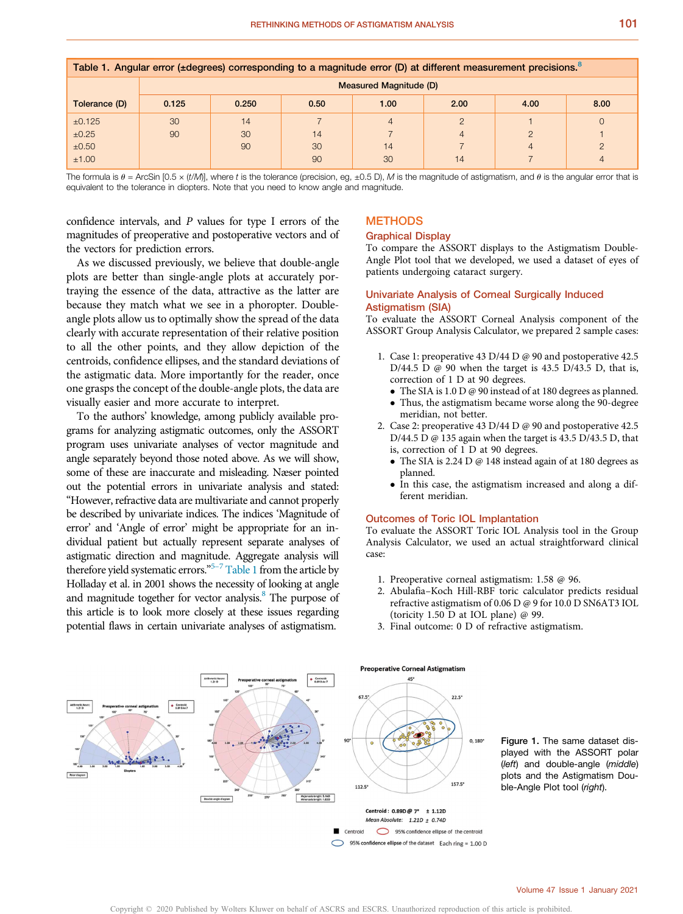Table 1. Angular error (±degrees) corresponding to a magnitude error (D) at different measurement precisions.[8]

| Tolerance (D) | Measured Magnitude (D) | | | | | | |
|---|---|---|---|---|---|---|---|
| | 0.125 | 0.250 | 0.50 | 1.00 | 2.00 | 4.00 | 8.00 |
| ±0.125 | 30 | 14 | 7 | 4 | 2 | 1 | 0 |
| ±0.25 | 90 | 30 | 14 | 7 | 4 | 2 | 1 |
| ±0.50 | | 90 | 30 | 14 | 7 | 4 | 2 |
| ±1.00 | | | 90 | 30 | 14 | 7 | 4 |

The formula is $\theta$ = ArcSin [0.5 × ($t$/$M$)], where $t$ is the tolerance (precision, eg, ±0.5 D), $M$ is the magnitude of astigmatism, and $\theta$ is the angular error that is equivalent to the tolerance in diopters. Note that you need to know angle and magnitude.

confidence intervals, and $P$ values for type I errors of the magnitudes of preoperative and postoperative vectors and of the vectors for prediction errors.

As we discussed previously, we believe that double-angle plots are better than single-angle plots at accurately portraying the essence of the data, attractive as the latter are because they match what we see in a phoropter. Double-angle plots allow us to optimally show the spread of the data clearly with accurate representation of their relative position to all the other points, and they allow depiction of the centroids, confidence ellipses, and the standard deviations of the astigmatic data. More importantly for the reader, once one grasps the concept of the double-angle plots, the data are visually easier and more accurate to interpret.

To the authors' knowledge, among publicly available programs for analyzing astigmatic outcomes, only the ASSORT program uses univariate analyses of vector magnitude and angle separately beyond those noted above. As we will show, some of these are inaccurate and misleading. Næser pointed out the potential errors in univariate analysis and stated: "However, refractive data are multivariate and cannot properly be described by univariate indices. The indices 'Magnitude of error' and 'Angle of error' might be appropriate for an individual patient but actually represent separate analyses of astigmatic direction and magnitude. Aggregate analysis will therefore yield systematic errors."[5–7] Table 1 from the article by Holladay et al. in 2001 shows the necessity of looking at angle and magnitude together for vector analysis.[8] The purpose of this article is to look more closely at these issues regarding potential flaws in certain univariate analyses of astigmatism.

# METHODS

## Graphical Display

To compare the ASSORT displays to the Astigmatism Double-Angle Plot tool that we developed, we used a dataset of eyes of patients undergoing cataract surgery.

## Univariate Analysis of Corneal Surgically Induced Astigmatism (SIA)

To evaluate the ASSORT Corneal Analysis component of the ASSORT Group Analysis Calculator, we prepared 2 sample cases:

1. Case 1: preoperative 43 D/44 D @ 90 and postoperative 42.5 D/44.5 D @ 90 when the target is 43.5 D/43.5 D, that is, correction of 1 D at 90 degrees.
   - The SIA is 1.0 D @ 90 instead of at 180 degrees as planned.
   - Thus, the astigmatism became worse along the 90-degree meridian, not better.
2. Case 2: preoperative 43 D/44 D @ 90 and postoperative 42.5 D/44.5 D @ 135 again when the target is 43.5 D/43.5 D, that is, correction of 1 D at 90 degrees.
   - The SIA is 2.24 D @ 148 instead again of at 180 degrees as planned.
   - In this case, the astigmatism increased and along a different meridian.

## Outcomes of Toric IOL Implantation

To evaluate the ASSORT Toric IOL Analysis tool in the Group Analysis Calculator, we used an actual straightforward clinical case:

1. Preoperative corneal astigmatism: 1.58 @ 96.
2. Abulafia–Koch Hill-RBF toric calculator predicts residual refractive astigmatism of 0.06 D @ 9 for 10.0 D SN6AT3 IOL (toricity 1.50 D at IOL plane) @ 99.
3. Final outcome: 0 D of refractive astigmatism.

Figure 1. The same dataset displayed with the ASSORT polar (*left*) and double-angle (*middle*) plots and the Astigmatism Double-Angle Plot tool (*right*).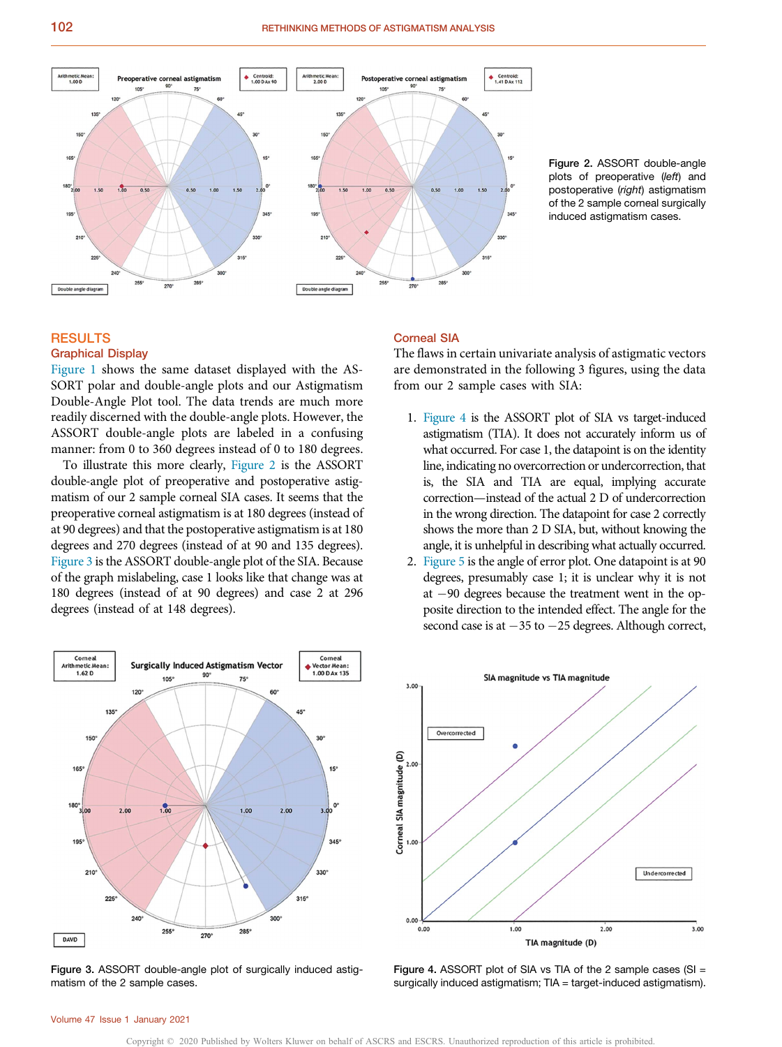Figure 2. ASSORT double-angle plots of preoperative (*left*) and postoperative (*right*) astigmatism of the 2 sample corneal surgically induced astigmatism cases.

## RESULTS

### Graphical Display

Figure 1 shows the same dataset displayed with the ASSORT polar and double-angle plots and our Astigmatism Double-Angle Plot tool. The data trends are much more readily discerned with the double-angle plots. However, the ASSORT double-angle plots are labeled in a confusing manner: from 0 to 360 degrees instead of 0 to 180 degrees.

To illustrate this more clearly, Figure 2 is the ASSORT double-angle plot of preoperative and postoperative astigmatism of our 2 sample corneal SIA cases. It seems that the preoperative corneal astigmatism is at 180 degrees (instead of at 90 degrees) and that the postoperative astigmatism is at 180 degrees and 270 degrees (instead of at 90 and 135 degrees). Figure 3 is the ASSORT double-angle plot of the SIA. Because of the graph mislabeling, case 1 looks like that change was at 180 degrees (instead of at 90 degrees) and case 2 at 296 degrees (instead of at 148 degrees).

### Corneal SIA

The flaws in certain univariate analysis of astigmatic vectors are demonstrated in the following 3 figures, using the data from our 2 sample cases with SIA:

1. Figure 4 is the ASSORT plot of SIA vs target-induced astigmatism (TIA). It does not accurately inform us of what occurred. For case 1, the datapoint is on the identity line, indicating no overcorrection or undercorrection, that is, the SIA and TIA are equal, implying accurate correction—instead of the actual 2 D of undercorrection in the wrong direction. The datapoint for case 2 correctly shows the more than 2 D SIA, but, without knowing the angle, it is unhelpful in describing what actually occurred.
2. Figure 5 is the angle of error plot. One datapoint is at 90 degrees, presumably case 1; it is unclear why it is not at −90 degrees because the treatment went in the opposite direction to the intended effect. The angle for the second case is at −35 to −25 degrees. Although correct,

Figure 3. ASSORT double-angle plot of surgically induced astigmatism of the 2 sample cases.

Figure 4. ASSORT plot of SIA vs TIA of the 2 sample cases (SI = surgically induced astigmatism; TIA = target-induced astigmatism).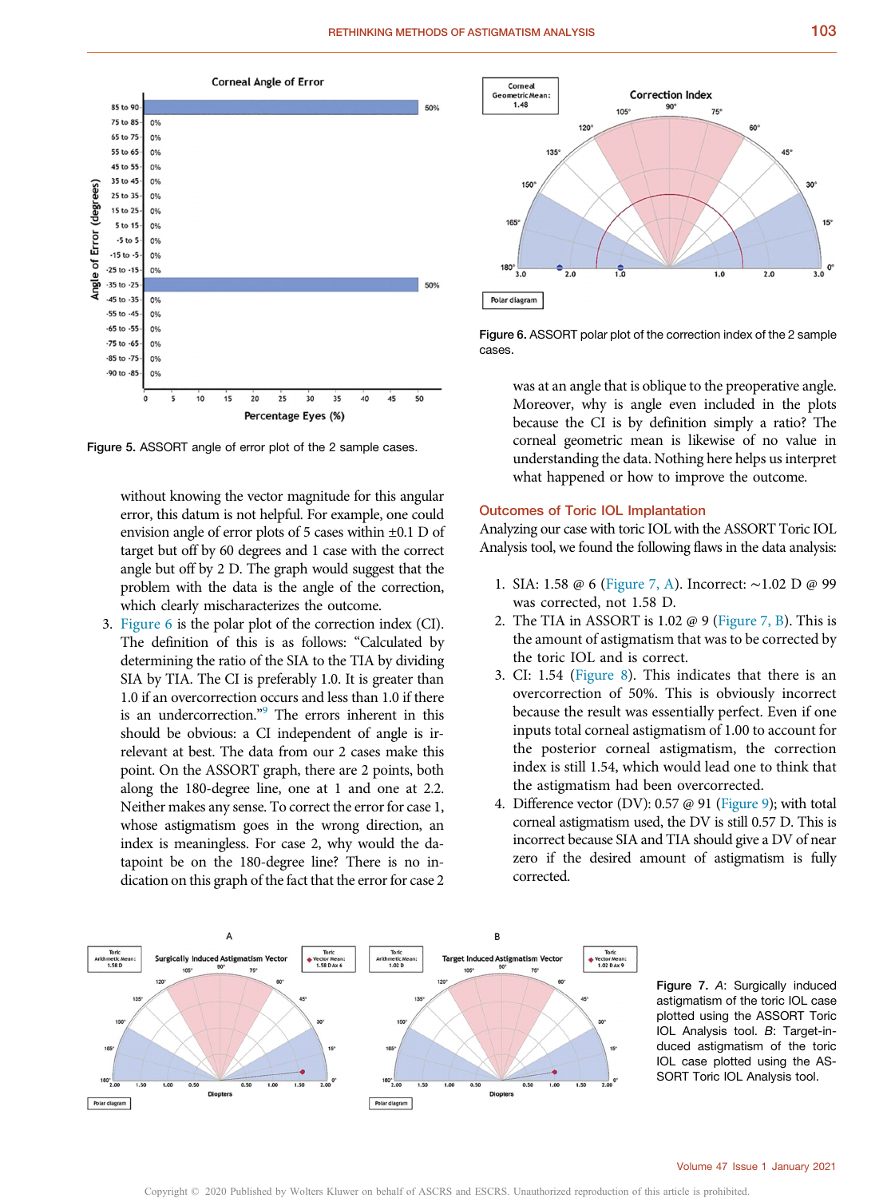Figure 5. ASSORT angle of error plot of the 2 sample cases.

Figure 6. ASSORT polar plot of the correction index of the 2 sample cases.

without knowing the vector magnitude for this angular error, this datum is not helpful. For example, one could envision angle of error plots of 5 cases within ±0.1 D of target but off by 60 degrees and 1 case with the correct angle but off by 2 D. The graph would suggest that the problem was with the angle of the correction, which clearly mischaracterizes the outcome.

3. Figure 6 is the polar plot of the correction index (CI). The definition of this is as follows: "Calculated by determining the ratio of the SIA to the TIA by dividing SIA by TIA. The CI is preferably 1.0. It is greater than 1.0 if an overcorrection occurs and less than 1.0 if there is an undercorrection."[9] The errors inherent in this should be obvious: a CI independent of angle is irrelevant at best. The data from our 2 cases make this point. On the ASSORT graph, there are 2 points, both along the 180-degree line, one at 1 and one at 2.2. Neither makes any sense. To correct the error for case 1, whose astigmatism goes in the wrong direction, an index is meaningless. For case 2, why would the datapoint be on the 180-degree line? There is no indication on this graph of the fact that the error for case 2 was at an angle that is oblique to the preoperative angle. Moreover, why is angle even included in the plots because the CI is by definition simply a ratio? The corneal geometric mean is likewise of no value in understanding the data. Nothing here helps us interpret what happened or how to improve the outcome.

## Outcomes of Toric IOL Implantation

Analyzing our case with toric IOL with the ASSORT Toric IOL Analysis tool, we found the following flaws in the data analysis:

1. SIA: 1.58 @ 6 (Figure 7, A). Incorrect: ~1.02 D @ 99 was corrected, not 1.58 D.
2. The TIA in ASSORT is 1.02 @ 9 (Figure 7, B). This is the amount of astigmatism that was to be corrected by the toric IOL and is correct.
3. CI: 1.54 (Figure 8). This indicates that there is an overcorrection of 50%. This is obviously incorrect because the result was essentially perfect. Even if one inputs total corneal astigmatism of 1.00 to account for the posterior corneal astigmatism, the correction index is still 1.54, which would lead one to think that the astigmatism had been overcorrected.
4. Difference vector (DV): 0.57 @ 91 (Figure 9); with total corneal astigmatism used, the DV is still 0.57 D. This is incorrect because SIA and TIA should give a DV of near zero if the desired amount of astigmatism is fully corrected.

Figure 7. *A*: Surgically induced astigmatism of the toric IOL case plotted using the ASSORT Toric IOL Analysis tool. *B*: Target-induced astigmatism of the toric IOL case plotted using the ASSORT Toric IOL Analysis tool.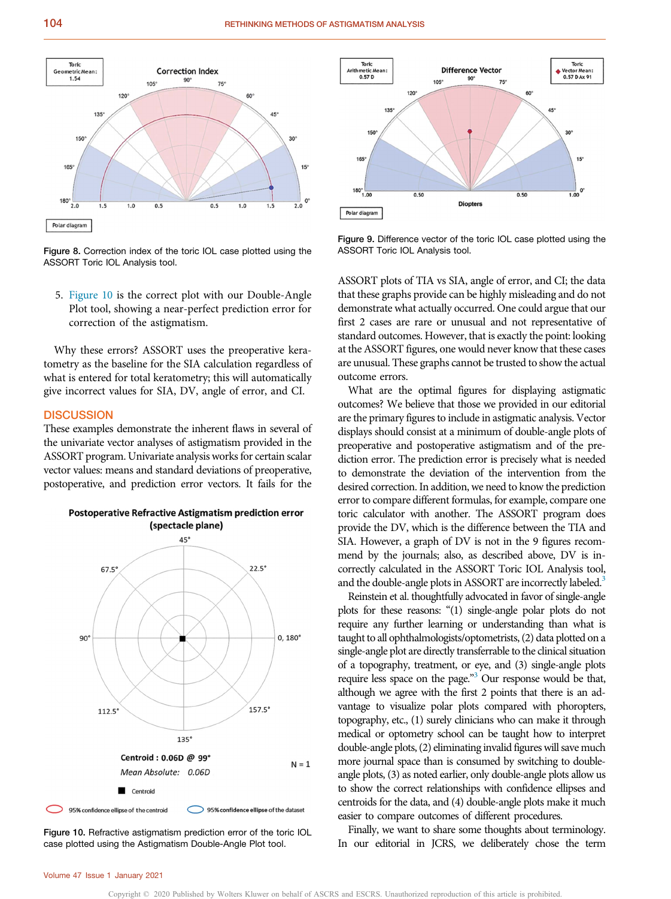Figure 8. Correction index of the toric IOL case plotted using the ASSORT Toric IOL Analysis tool.

5. Figure 10 is the correct plot with our Double-Angle Plot tool, showing a near-perfect prediction error for correction of the astigmatism.

Why these errors? ASSORT uses the preoperative keratometry as the baseline for the SIA calculation regardless of what is entered for total keratometry; this will automatically give incorrect values for SIA, DV, angle of error, and CI.

## DISCUSSION

These examples demonstrate the inherent flaws in several of the univariate vector analyses of astigmatism provided in the ASSORT program. Univariate analysis works for certain scalar vector values: means and standard deviations of preoperative, postoperative, and prediction error vectors. It fails for the ASSORT plots of TIA vs SIA, angle of error, and CI; the data that these graphs provide can be highly misleading and do not demonstrate what actually occurred. One could argue that our first 2 cases are rare or unusual and not representative of standard outcomes. However, that is exactly the point: looking at the ASSORT figures, one would never know that these cases are unusual. These graphs cannot be trusted to show the actual outcome errors.

Figure 10. Refractive astigmatism prediction error of the toric IOL case plotted using the Astigmatism Double-Angle Plot tool.

Figure 9. Difference vector of the toric IOL case plotted using the ASSORT Toric IOL Analysis tool.

What are the optimal figures for displaying astigmatic outcomes? We believe that those we provided in our editorial are the primary figures to include in astigmatic analysis. Vector displays should consist at a minimum of double-angle plots of preoperative and postoperative astigmatism and of the prediction error. The prediction error is precisely what is needed to demonstrate the deviation of the intervention from the desired correction. In addition, we need to know the prediction error to compare different formulas, for example, compare one toric calculator with another. The ASSORT program does provide the DV, which is the difference between the TIA and SIA. However, a graph of DV is not in the 9 figures recommend by the journals; also, as described above, DV is incorrectly calculated in the ASSORT Toric IOL Analysis tool, and the double-angle plots in ASSORT are incorrectly labeled.[3]

Reinstein et al. thoughtfully advocated in favor of single-angle plots for these reasons: "(1) single-angle polar plots do not require any further learning or understanding than what is taught to all ophthalmologists/optometrists, (2) data plotted on a single-angle plot are directly transferrable to the clinical situation of a topography, treatment, or eye, and (3) single-angle plots require less space on the page."[3] Our response would be that, although we agree with the first 2 points that there is an advantage to visualize polar plots compared with phoropters, topography, etc., (1) surely clinicians who can make it through medical or optometry school can be taught how to interpret double-angle plots, (2) eliminating invalid figures will save much more journal space than is consumed by switching to double-angle plots, (3) as noted earlier, only double-angle plots allow us to show the correct relationships with confidence ellipses and centroids for the data, and (4) double-angle plots make it much easier to compare outcomes of different procedures.

Finally, we want to share some thoughts about terminology. In our editorial in JCRS, we deliberately chose the term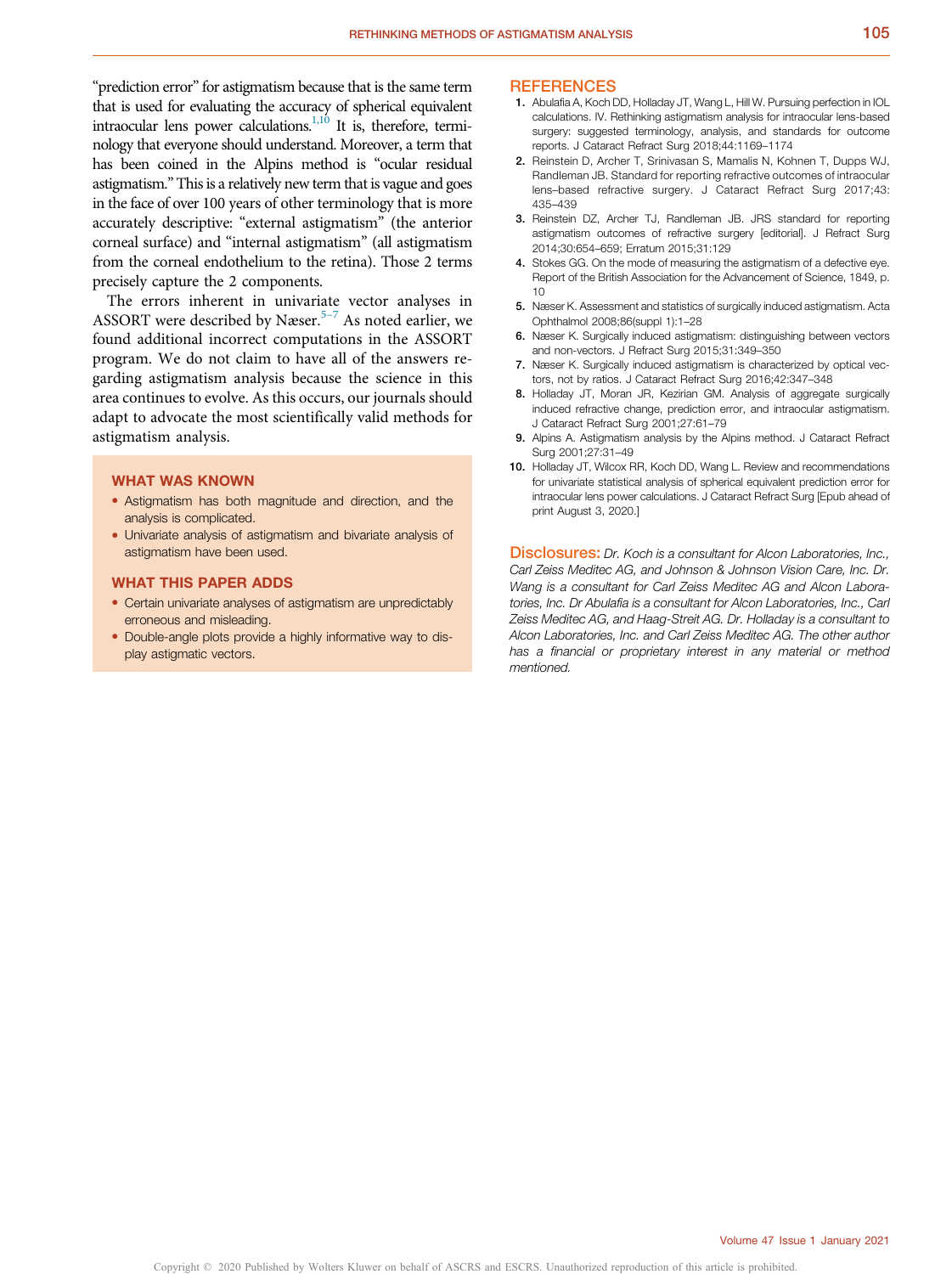"prediction error" for astigmatism because that is the same term that is used for evaluating the accuracy of spherical equivalent intraocular lens power calculations.[1,10] It is, therefore, terminology that everyone should understand. Moreover, a term that has been coined in the Alpins method is "ocular residual astigmatism." This is a relatively new term that is vague and goes in the face of over 100 years of other terminology that is more accurately descriptive: "external astigmatism" (the anterior corneal surface) and "internal astigmatism" (all astigmatism from the corneal endothelium to the retina). Those 2 terms precisely capture the 2 components.

The errors inherent in univariate vector analyses in ASSORT were described by Næser.[5–7] As noted earlier, we found additional incorrect computations in the ASSORT program. We do not claim to have all of the answers regarding astigmatism analysis because the science in this area continues to evolve. As this occurs, our journals should adapt to advocate the most scientifically valid methods for astigmatism analysis.

### WHAT WAS KNOWN

- Astigmatism has both magnitude and direction, and the analysis is complicated.
- Univariate analysis of astigmatism and bivariate analysis of astigmatism have been used.

### WHAT THIS PAPER ADDS

- Certain univariate analyses of astigmatism are unpredictably erroneous and misleading.
- Double-angle plots provide a highly informative way to display astigmatic vectors.

## REFERENCES

1. Abulafia A, Koch DD, Holladay JT, Wang L, Hill W. Pursuing perfection in IOL calculations. IV. Rethinking astigmatism analysis for intraocular lens-based surgery: suggested terminology, analysis, and standards for outcome reports. J Cataract Refract Surg 2018;44:1169–1174
2. Reinstein D, Archer T, Srinivasan S, Mamalis N, Kohnen T, Dupps WJ, Randleman JB. Standard for reporting refractive outcomes of intraocular lens–based refractive surgery. J Cataract Refract Surg 2017;43:435–439
3. Reinstein DZ, Archer TJ, Randleman JB. JRS standard for reporting astigmatism outcomes of refractive surgery [editorial]. J Refract Surg 2014;30:654–659; Erratum 2015;31:129
4. Stokes GG. On the mode of measuring the astigmatism of a defective eye. Report of the British Association for the Advancement of Science, 1849, p. 10
5. Næser K. Assessment and statistics of surgically induced astigmatism. Acta Ophthalmol 2008;86(suppl 1):1–28
6. Næser K. Surgically induced astigmatism: distinguishing between vectors and non-vectors. J Refract Surg 2015;31:349–350
7. Næser K. Surgically induced astigmatism is characterized by optical vectors, not by ratios. J Cataract Refract Surg 2016;42:347–348
8. Holladay JT, Moran JR, Kezirian GM. Analysis of aggregate surgically induced refractive change, prediction error, and intraocular astigmatism. J Cataract Refract Surg 2001;27:61–79
9. Alpins A. Astigmatism analysis by the Alpins method. J Cataract Refract Surg 2001;27:31–49
10. Holladay JT, Wilcox RR, Koch DD, Wang L. Review and recommendations for univariate statistical analysis of spherical equivalent prediction error for intraocular lens power calculations. J Cataract Refract Surg [Epub ahead of print August 3, 2020.]

**Disclosures:** *Dr. Koch is a consultant for Alcon Laboratories, Inc., Carl Zeiss Meditec AG, and Johnson & Johnson Vision Care, Inc. Dr. Wang is a consultant for Carl Zeiss Meditec AG and Alcon Laboratories, Inc. Dr Abulafia is a consultant for Alcon Laboratories, Inc., Carl Zeiss Meditec AG, and Haag-Streit AG. Dr. Holladay is a consultant to Alcon Laboratories, Inc. and Carl Zeiss Meditec AG. The other author has a financial or proprietary interest in any material or method mentioned.*